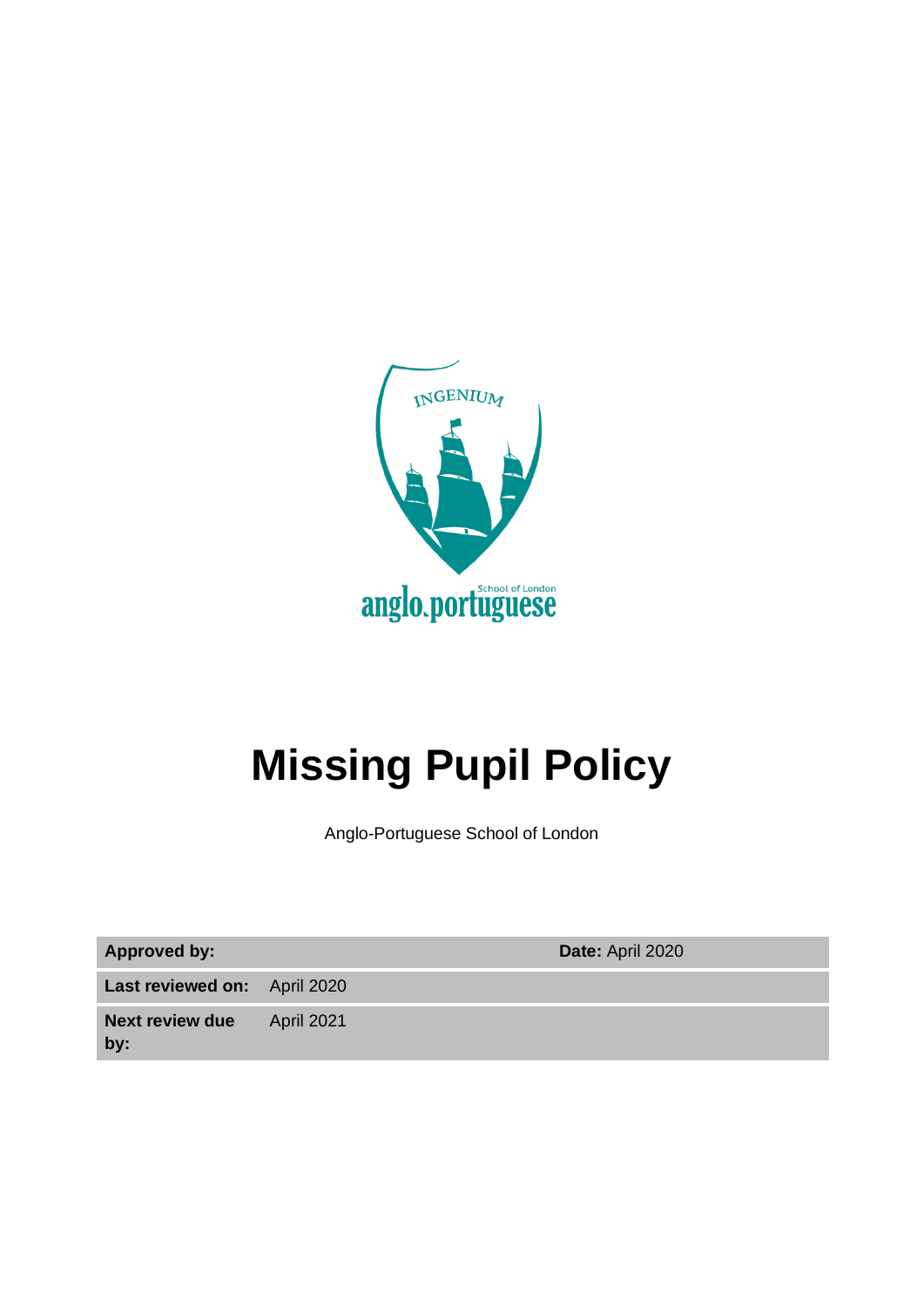# Missing Pupil Policy

Anglo-Portuguese School of London

| **Approved by:** | | **Date:** April 2020 |
|---|---|---|
| **Last reviewed on:** | April 2020 | |
| **Next review due by:** | April 2021 | |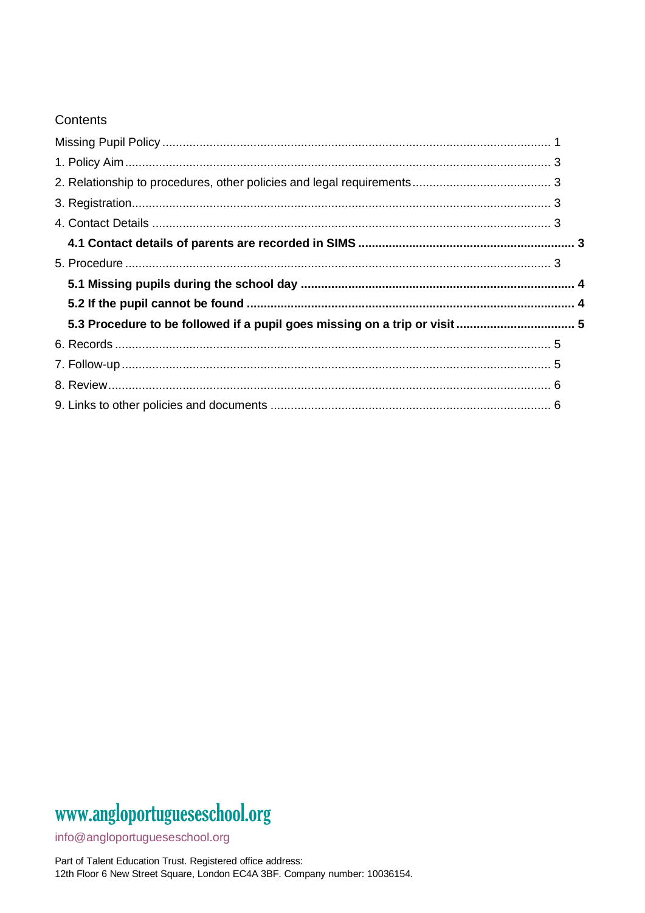Contents

Missing Pupil Policy ........................................................ 1

1. Policy Aim ........................................................ 3

2. Relationship to procedures, other policies and legal requirements ........................................................ 3

3. Registration ........................................................ 3

4. Contact Details ........................................................ 3

  **4.1 Contact details of parents are recorded in SIMS ........................................................ 3**

5. Procedure ........................................................ 3

  **5.1 Missing pupils during the school day ........................................................ 4**

  **5.2 If the pupil cannot be found ........................................................ 4**

  **5.3 Procedure to be followed if a pupil goes missing on a trip or visit ........................................................ 5**

6. Records ........................................................ 5

7. Follow-up ........................................................ 5

8. Review ........................................................ 6

9. Links to other policies and documents ........................................................ 6

www.angloportugueseschool.org

info@angloportugueseschool.org

Part of Talent Education Trust. Registered office address:
12th Floor 6 New Street Square, London EC4A 3BF. Company number: 10036154.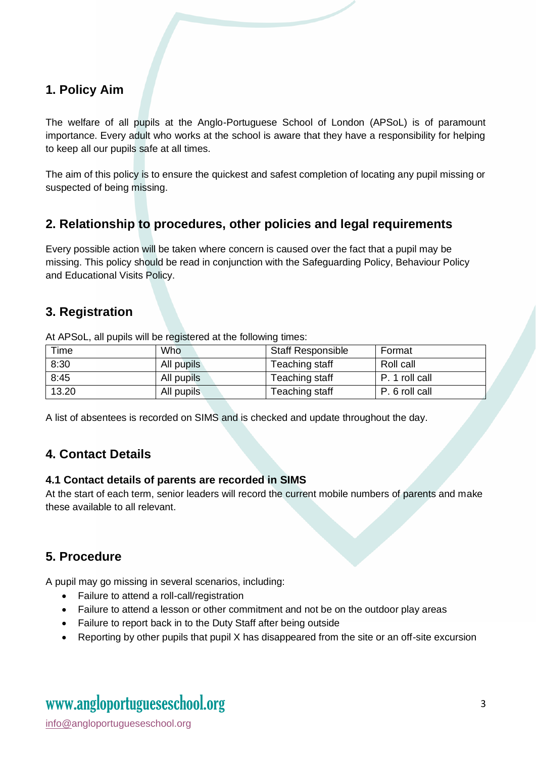## 1. Policy Aim

The welfare of all pupils at the Anglo-Portuguese School of London (APSoL) is of paramount importance. Every adult who works at the school is aware that they have a responsibility for helping to keep all our pupils safe at all times.

The aim of this policy is to ensure the quickest and safest completion of locating any pupil missing or suspected of being missing.

## 2. Relationship to procedures, other policies and legal requirements

Every possible action will be taken where concern is caused over the fact that a pupil may be missing. This policy should be read in conjunction with the Safeguarding Policy, Behaviour Policy and Educational Visits Policy.

## 3. Registration

At APSoL, all pupils will be registered at the following times:

| Time | Who | Staff Responsible | Format |
|---|---|---|---|
| 8:30 | All pupils | Teaching staff | Roll call |
| 8:45 | All pupils | Teaching staff | P. 1 roll call |
| 13.20 | All pupils | Teaching staff | P. 6 roll call |

A list of absentees is recorded on SIMS and is checked and update throughout the day.

## 4. Contact Details

### 4.1 Contact details of parents are recorded in SIMS

At the start of each term, senior leaders will record the current mobile numbers of parents and make these available to all relevant.

## 5. Procedure

A pupil may go missing in several scenarios, including:

- Failure to attend a roll-call/registration
- Failure to attend a lesson or other commitment and not be on the outdoor play areas
- Failure to report back in to the Duty Staff after being outside
- Reporting by other pupils that pupil X has disappeared from the site or an off-site excursion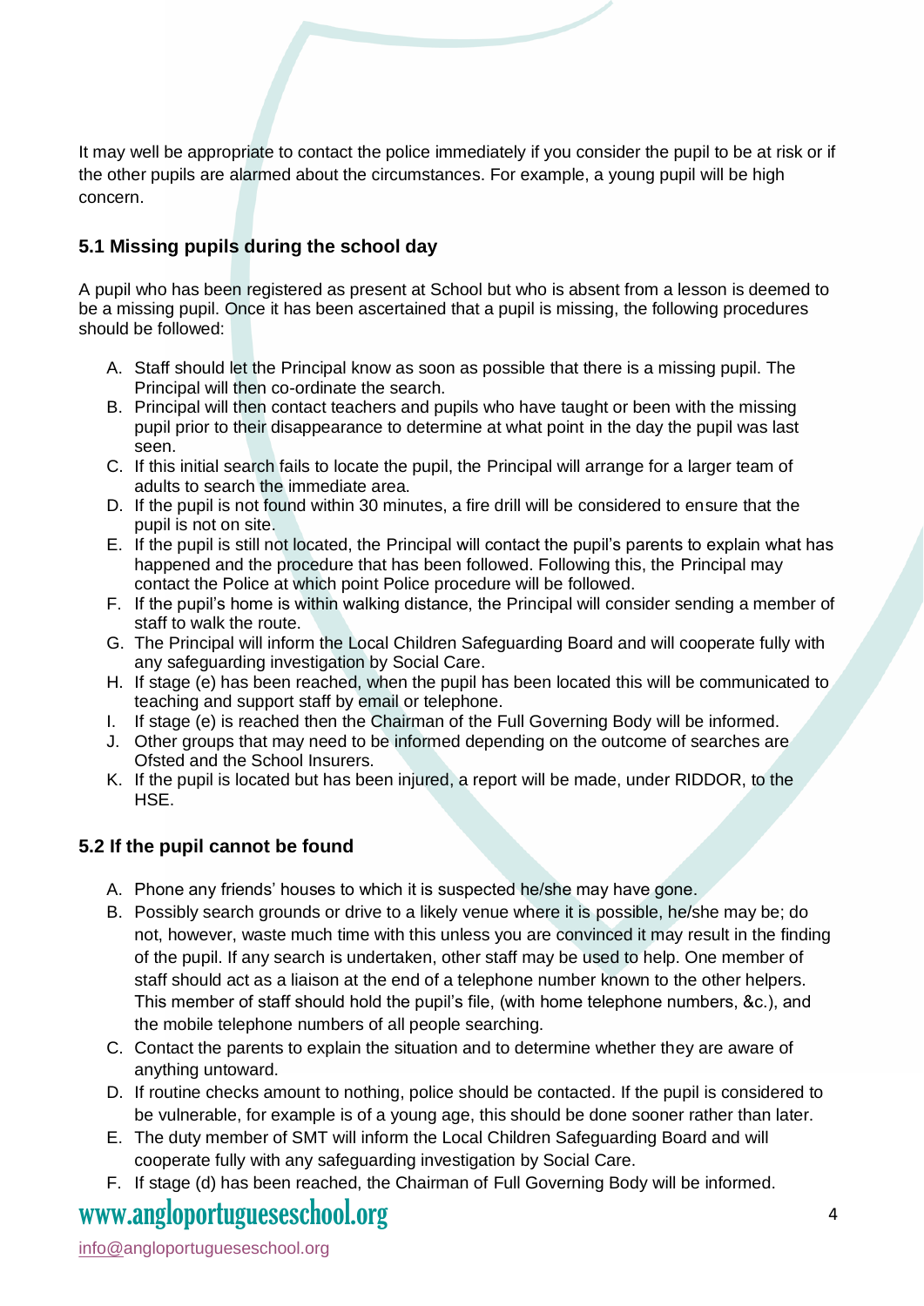It may well be appropriate to contact the police immediately if you consider the pupil to be at risk or if the other pupils are alarmed about the circumstances. For example, a young pupil will be high concern.

### 5.1 Missing pupils during the school day

A pupil who has been registered as present at School but who is absent from a lesson is deemed to be a missing pupil. Once it has been ascertained that a pupil is missing, the following procedures should be followed:

A. Staff should let the Principal know as soon as possible that there is a missing pupil. The Principal will then co-ordinate the search.
B. Principal will then contact teachers and pupils who have taught or been with the missing pupil prior to their disappearance to determine at what point in the day the pupil was last seen.
C. If this initial search fails to locate the pupil, the Principal will arrange for a larger team of adults to search the immediate area.
D. If the pupil is not found within 30 minutes, a fire drill will be considered to ensure that the pupil is not on site.
E. If the pupil is still not located, the Principal will contact the pupil's parents to explain what has happened and the procedure that has been followed. Following this, the Principal may contact the Police at which point Police procedure will be followed.
F. If the pupil's home is within walking distance, the Principal will consider sending a member of staff to walk the route.
G. The Principal will inform the Local Children Safeguarding Board and will cooperate fully with any safeguarding investigation by Social Care.
H. If stage (e) has been reached, when the pupil has been located this will be communicated to teaching and support staff by email or telephone.
I. If stage (e) is reached then the Chairman of the Full Governing Body will be informed.
J. Other groups that may need to be informed depending on the outcome of searches are Ofsted and the School Insurers.
K. If the pupil is located but has been injured, a report will be made, under RIDDOR, to the HSE.

### 5.2 If the pupil cannot be found

A. Phone any friends' houses to which it is suspected he/she may have gone.
B. Possibly search grounds or drive to a likely venue where it is possible, he/she may be; do not, however, waste much time with this unless you are convinced it may result in the finding of the pupil. If any search is undertaken, other staff may be used to help. One member of staff should act as a liaison at the end of a telephone number known to the other helpers. This member of staff should hold the pupil's file, (with home telephone numbers, &c.), and the mobile telephone numbers of all people searching.
C. Contact the parents to explain the situation and to determine whether they are aware of anything untoward.
D. If routine checks amount to nothing, police should be contacted. If the pupil is considered to be vulnerable, for example is of a young age, this should be done sooner rather than later.
E. The duty member of SMT will inform the Local Children Safeguarding Board and will cooperate fully with any safeguarding investigation by Social Care.
F. If stage (d) has been reached, the Chairman of Full Governing Body will be informed.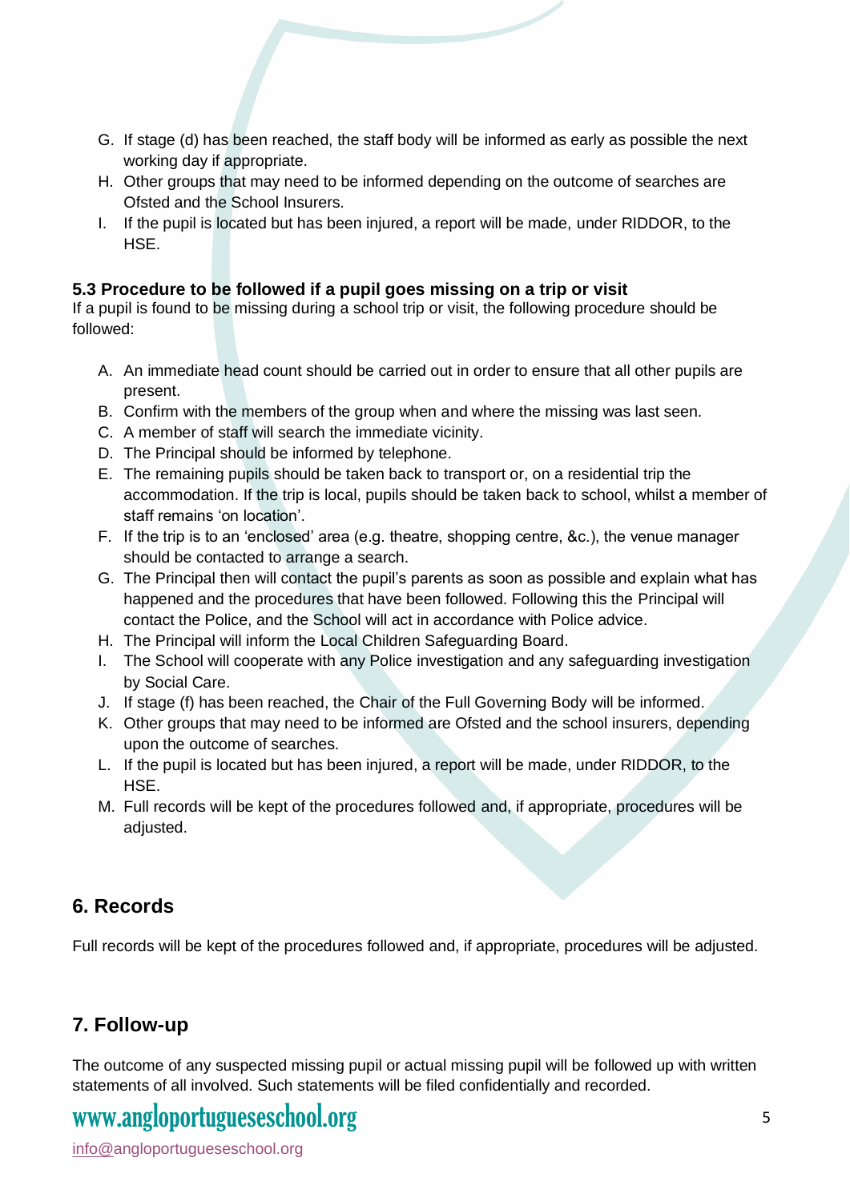G. If stage (d) has been reached, the staff body will be informed as early as possible the next working day if appropriate.
H. Other groups that may need to be informed depending on the outcome of searches are Ofsted and the School Insurers.
I. If the pupil is located but has been injured, a report will be made, under RIDDOR, to the HSE.

### 5.3 Procedure to be followed if a pupil goes missing on a trip or visit

If a pupil is found to be missing during a school trip or visit, the following procedure should be followed:

A. An immediate head count should be carried out in order to ensure that all other pupils are present.
B. Confirm with the members of the group when and where the missing was last seen.
C. A member of staff will search the immediate vicinity.
D. The Principal should be informed by telephone.
E. The remaining pupils should be taken back to transport or, on a residential trip the accommodation. If the trip is local, pupils should be taken back to school, whilst a member of staff remains 'on location'.
F. If the trip is to an 'enclosed' area (e.g. theatre, shopping centre, &c.), the venue manager should be contacted to arrange a search.
G. The Principal then will contact the pupil's parents as soon as possible and explain what has happened and the procedures that have been followed. Following this the Principal will contact the Police, and the School will act in accordance with Police advice.
H. The Principal will inform the Local Children Safeguarding Board.
I. The School will cooperate with any Police investigation and any safeguarding investigation by Social Care.
J. If stage (f) has been reached, the Chair of the Full Governing Body will be informed.
K. Other groups that may need to be informed are Ofsted and the school insurers, depending upon the outcome of searches.
L. If the pupil is located but has been injured, a report will be made, under RIDDOR, to the HSE.
M. Full records will be kept of the procedures followed and, if appropriate, procedures will be adjusted.

## 6. Records

Full records will be kept of the procedures followed and, if appropriate, procedures will be adjusted.

## 7. Follow-up

The outcome of any suspected missing pupil or actual missing pupil will be followed up with written statements of all involved. Such statements will be filed confidentially and recorded.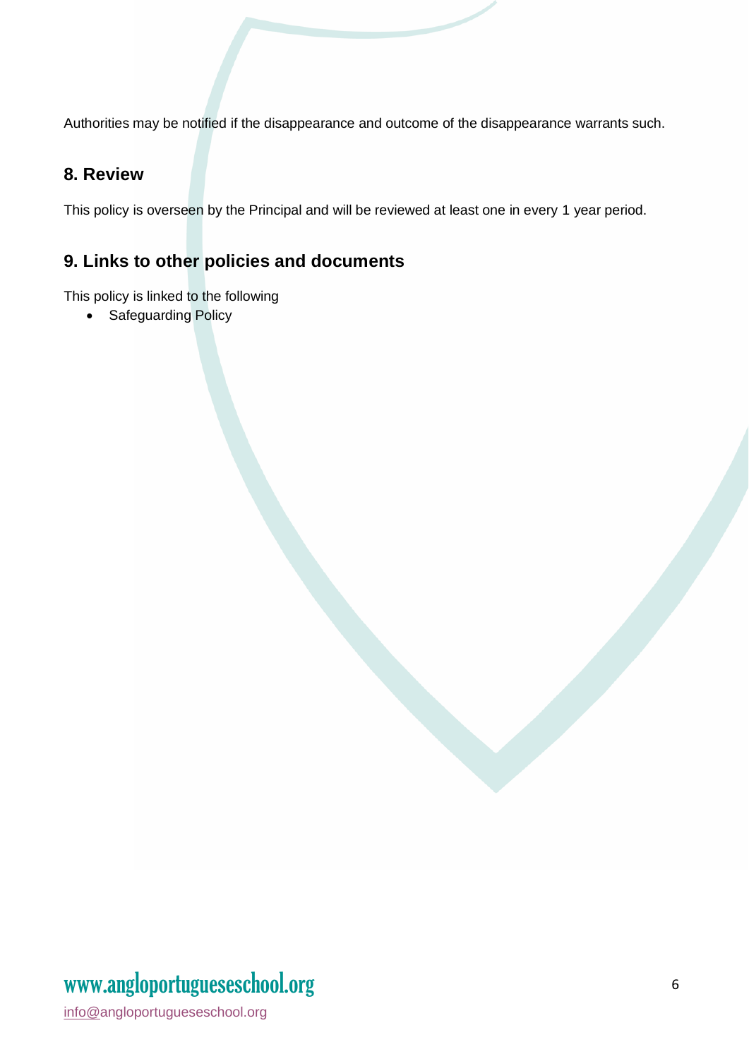Authorities may be notified if the disappearance and outcome of the disappearance warrants such.

## 8. Review

This policy is overseen by the Principal and will be reviewed at least one in every 1 year period.

## 9. Links to other policies and documents

This policy is linked to the following

- Safeguarding Policy